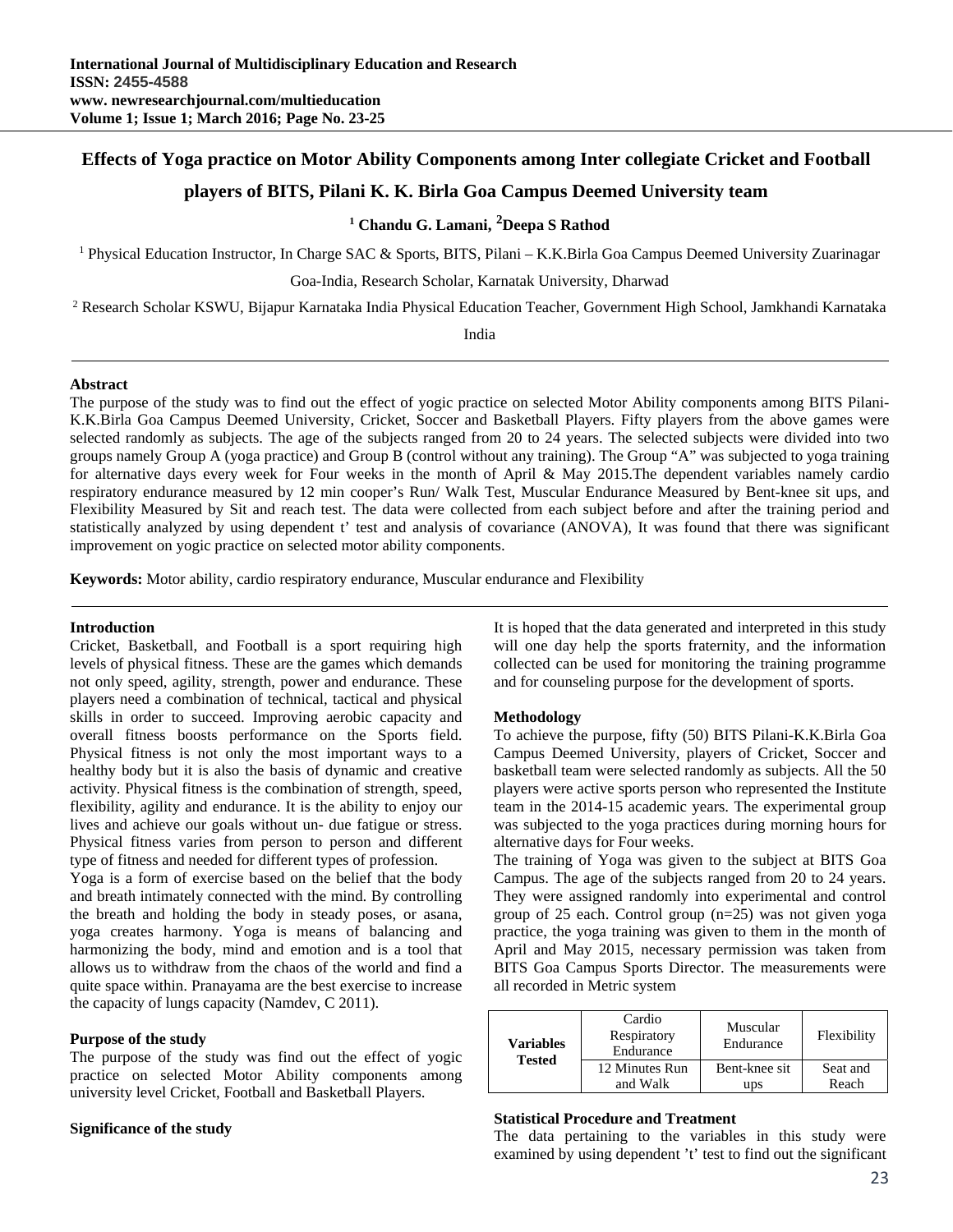# Effects of Yoga practice on Motor Ability Components among Inter collegiate Cricket and Football players of BITS, Pilani K. K. Birla Goa Campus Deemed University team

**[1] Chandu G. Lamani, [2]Deepa S Rathod**

[1] Physical Education Instructor, In Charge SAC & Sports, BITS, Pilani – K.K.Birla Goa Campus Deemed University Zuarinagar Goa-India, Research Scholar, Karnatak University, Dharwad

[2] Research Scholar KSWU, Bijapur Karnataka India Physical Education Teacher, Government High School, Jamkhandi Karnataka India

## Abstract

The purpose of the study was to find out the effect of yogic practice on selected Motor Ability components among BITS Pilani-K.K.Birla Goa Campus Deemed University, Cricket, Soccer and Basketball Players. Fifty players from the above games were selected randomly as subjects. The age of the subjects ranged from 20 to 24 years. The selected subjects were divided into two groups namely Group A (yoga practice) and Group B (control without any training). The Group "A" was subjected to yoga training for alternative days every week for Four weeks in the month of April & May 2015.The dependent variables namely cardio respiratory endurance measured by 12 min cooper's Run/ Walk Test, Muscular Endurance Measured by Bent-knee sit ups, and Flexibility Measured by Sit and reach test. The data were collected from each subject before and after the training period and statistically analyzed by using dependent t' test and analysis of covariance (ANOVA), It was found that there was significant improvement on yogic practice on selected motor ability components.

**Keywords:** Motor ability, cardio respiratory endurance, Muscular endurance and Flexibility

## Introduction

Cricket, Basketball, and Football is a sport requiring high levels of physical fitness. These are the games which demands not only speed, agility, strength, power and endurance. These players need a combination of technical, tactical and physical skills in order to succeed. Improving aerobic capacity and overall fitness boosts performance on the Sports field. Physical fitness is not only the most important ways to a healthy body but it is also the basis of dynamic and creative activity. Physical fitness is the combination of strength, speed, flexibility, agility and endurance. It is the ability to enjoy our lives and achieve our goals without un- due fatigue or stress. Physical fitness varies from person to person and different type of fitness and needed for different types of profession.

Yoga is a form of exercise based on the belief that the body and breath intimately connected with the mind. By controlling the breath and holding the body in steady poses, or asana, yoga creates harmony. Yoga is means of balancing and harmonizing the body, mind and emotion and is a tool that allows us to withdraw from the chaos of the world and find a quite space within. Pranayama are the best exercise to increase the capacity of lungs capacity (Namdev, C 2011).

## Purpose of the study

The purpose of the study was find out the effect of yogic practice on selected Motor Ability components among university level Cricket, Football and Basketball Players.

## Significance of the study

It is hoped that the data generated and interpreted in this study will one day help the sports fraternity, and the information collected can be used for monitoring the training programme and for counseling purpose for the development of sports.

## Methodology

To achieve the purpose, fifty (50) BITS Pilani-K.K.Birla Goa Campus Deemed University, players of Cricket, Soccer and basketball team were selected randomly as subjects. All the 50 players were active sports person who represented the Institute team in the 2014-15 academic years. The experimental group was subjected to the yoga practices during morning hours for alternative days for Four weeks.

The training of Yoga was given to the subject at BITS Goa Campus. The age of the subjects ranged from 20 to 24 years. They were assigned randomly into experimental and control group of 25 each. Control group (n=25) was not given yoga practice, the yoga training was given to them in the month of April and May 2015, necessary permission was taken from BITS Goa Campus Sports Director. The measurements were all recorded in Metric system

| **Variables Tested** | Cardio Respiratory Endurance | Muscular Endurance | Flexibility |
|---|---|---|---|
| | 12 Minutes Run and Walk | Bent-knee sit ups | Seat and Reach |

## Statistical Procedure and Treatment

The data pertaining to the variables in this study were examined by using dependent 't' test to find out the significant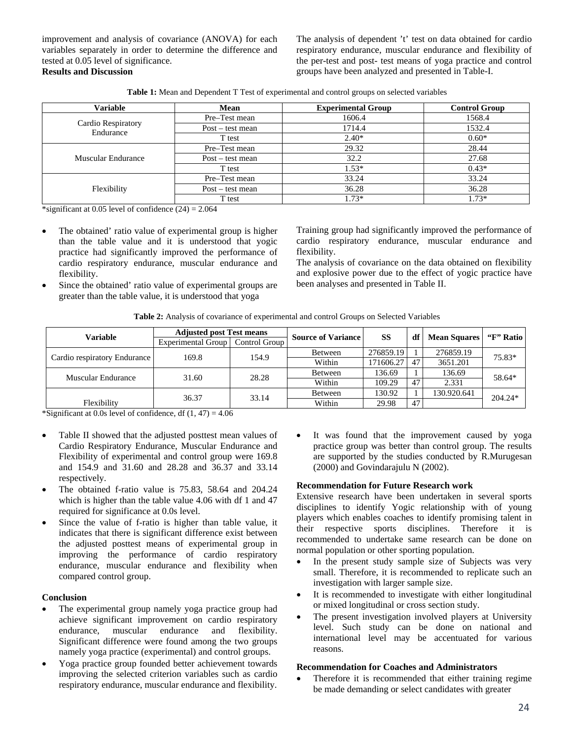improvement and analysis of covariance (ANOVA) for each variables separately in order to determine the difference and tested at 0.05 level of significance.

**Results and Discussion**

The analysis of dependent 't' test on data obtained for cardio respiratory endurance, muscular endurance and flexibility of the per-test and post- test means of yoga practice and control groups have been analyzed and presented in Table-I.

**Table 1:** Mean and Dependent T Test of experimental and control groups on selected variables

| Variable | Mean | Experimental Group | Control Group |
|---|---|---|---|
| Cardio Respiratory Endurance | Pre–Test mean | 1606.4 | 1568.4 |
| | Post – test mean | 1714.4 | 1532.4 |
| | T test | 2.40* | 0.60* |
| Muscular Endurance | Pre–Test mean | 29.32 | 28.44 |
| | Post – test mean | 32.2 | 27.68 |
| | T test | 1.53* | 0.43* |
| Flexibility | Pre–Test mean | 33.24 | 33.24 |
| | Post – test mean | 36.28 | 36.28 |
| | T test | 1.73* | 1.73* |

*significant at 0.05 level of confidence (24) = 2.064

- The obtained' ratio value of experimental group is higher than the table value and it is understood that yogic practice had significantly improved the performance of cardio respiratory endurance, muscular endurance and flexibility.
- Since the obtained' ratio value of experimental groups are greater than the table value, it is understood that yoga Training group had significantly improved the performance of cardio respiratory endurance, muscular endurance and flexibility.

The analysis of covariance on the data obtained on flexibility and explosive power due to the effect of yogic practice have been analyses and presented in Table II.

**Table 2:** Analysis of covariance of experimental and control Groups on Selected Variables

| Variable | Adjusted post Test means | | Source of Variance | SS | df | Mean Squares | "F" Ratio |
|---|---|---|---|---|---|---|---|
| | Experimental Group | Control Group | | | | | |
| Cardio respiratory Endurance | 169.8 | 154.9 | Between | 276859.19 | 1 | 276859.19 | 75.83* |
| | | | Within | 171606.27 | 47 | 3651.201 | |
| Muscular Endurance | 31.60 | 28.28 | Between | 136.69 | 1 | 136.69 | 58.64* |
| | | | Within | 109.29 | 47 | 2.331 | |
| Flexibility | 36.37 | 33.14 | Between | 130.92 | 1 | 130.920.641 | 204.24* |
| | | | Within | 29.98 | 47 | | |

*Significant at 0.0s level of confidence, df (1, 47) = 4.06

- Table II showed that the adjusted posttest mean values of Cardio Respiratory Endurance, Muscular Endurance and Flexibility of experimental and control group were 169.8 and 154.9 and 31.60 and 28.28 and 36.37 and 33.14 respectively.
- The obtained f-ratio value is 75.83, 58.64 and 204.24 which is higher than the table value 4.06 with df 1 and 47 required for significance at 0.0s level.
- Since the value of f-ratio is higher than table value, it indicates that there is significant difference exist between the adjusted posttest means of experimental group in improving the performance of cardio respiratory endurance, muscular endurance and flexibility when compared control group.

**Conclusion**

- The experimental group namely yoga practice group had achieve significant improvement on cardio respiratory endurance, muscular endurance and flexibility. Significant difference were found among the two groups namely yoga practice (experimental) and control groups.
- Yoga practice group founded better achievement towards improving the selected criterion variables such as cardio respiratory endurance, muscular endurance and flexibility.
- It was found that the improvement caused by yoga practice group was better than control group. The results are supported by the studies conducted by R.Murugesan (2000) and Govindarajulu N (2002).

**Recommendation for Future Research work**

Extensive research have been undertaken in several sports disciplines to identify Yogic relationship with of young players which enables coaches to identify promising talent in their respective sports disciplines. Therefore it is recommended to undertake same research can be done on normal population or other sporting population.

- In the present study sample size of Subjects was very small. Therefore, it is recommended to replicate such an investigation with larger sample size.
- It is recommended to investigate with either longitudinal or mixed longitudinal or cross section study.
- The present investigation involved players at University level. Such study can be done on national and international level may be accentuated for various reasons.

**Recommendation for Coaches and Administrators**

- Therefore it is recommended that either training regime be made demanding or select candidates with greater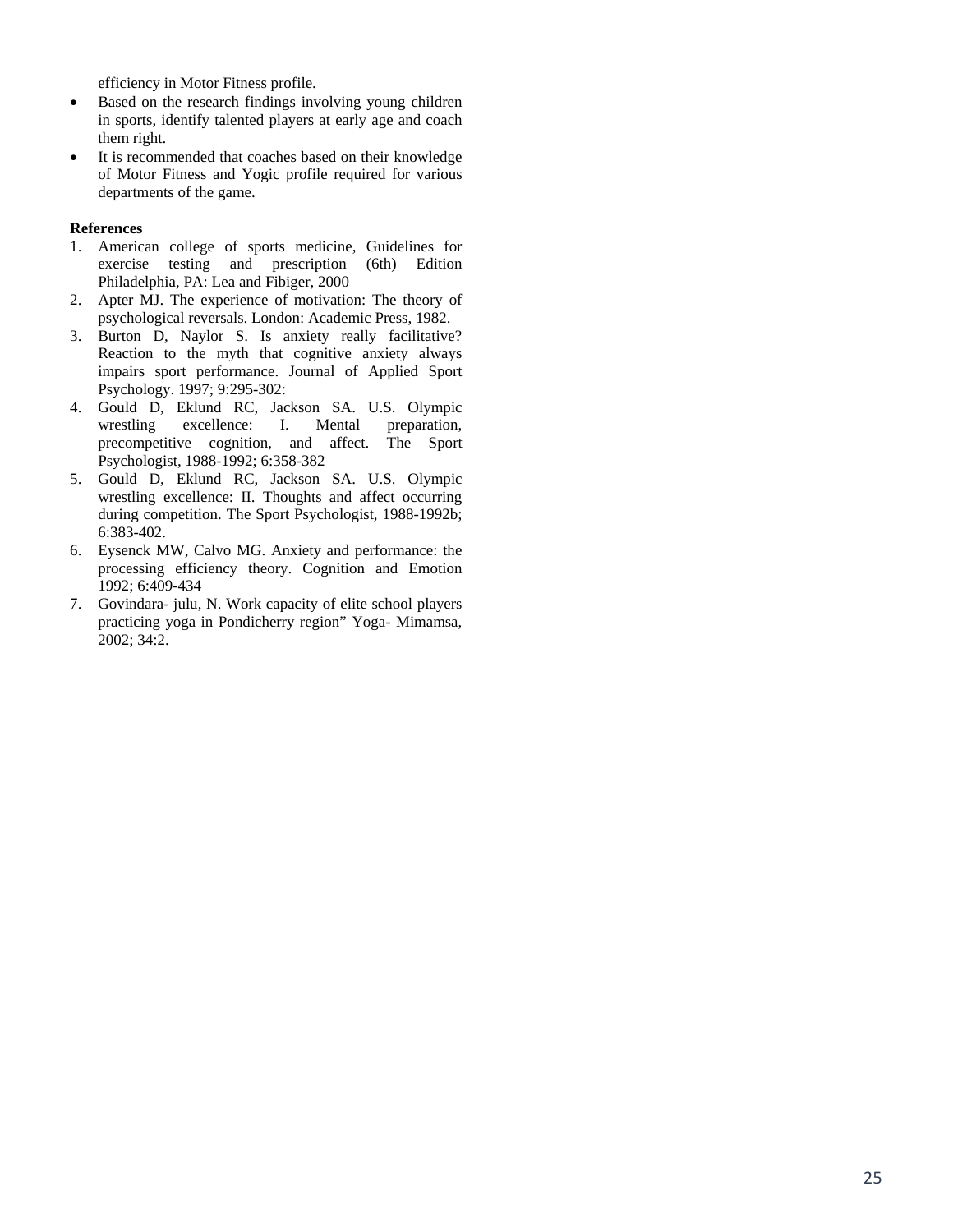efficiency in Motor Fitness profile.

- Based on the research findings involving young children in sports, identify talented players at early age and coach them right.
- It is recommended that coaches based on their knowledge of Motor Fitness and Yogic profile required for various departments of the game.

**References**

1. American college of sports medicine, Guidelines for exercise testing and prescription (6th) Edition Philadelphia, PA: Lea and Fibiger, 2000
2. Apter MJ. The experience of motivation: The theory of psychological reversals. London: Academic Press, 1982.
3. Burton D, Naylor S. Is anxiety really facilitative? Reaction to the myth that cognitive anxiety always impairs sport performance. Journal of Applied Sport Psychology. 1997; 9:295-302:
4. Gould D, Eklund RC, Jackson SA. U.S. Olympic wrestling excellence: I. Mental preparation, precompetitive cognition, and affect. The Sport Psychologist, 1988-1992; 6:358-382
5. Gould D, Eklund RC, Jackson SA. U.S. Olympic wrestling excellence: II. Thoughts and affect occurring during competition. The Sport Psychologist, 1988-1992b; 6:383-402.
6. Eysenck MW, Calvo MG. Anxiety and performance: the processing efficiency theory. Cognition and Emotion 1992; 6:409-434
7. Govindara- julu, N. Work capacity of elite school players practicing yoga in Pondicherry region" Yoga- Mimamsa, 2002; 34:2.